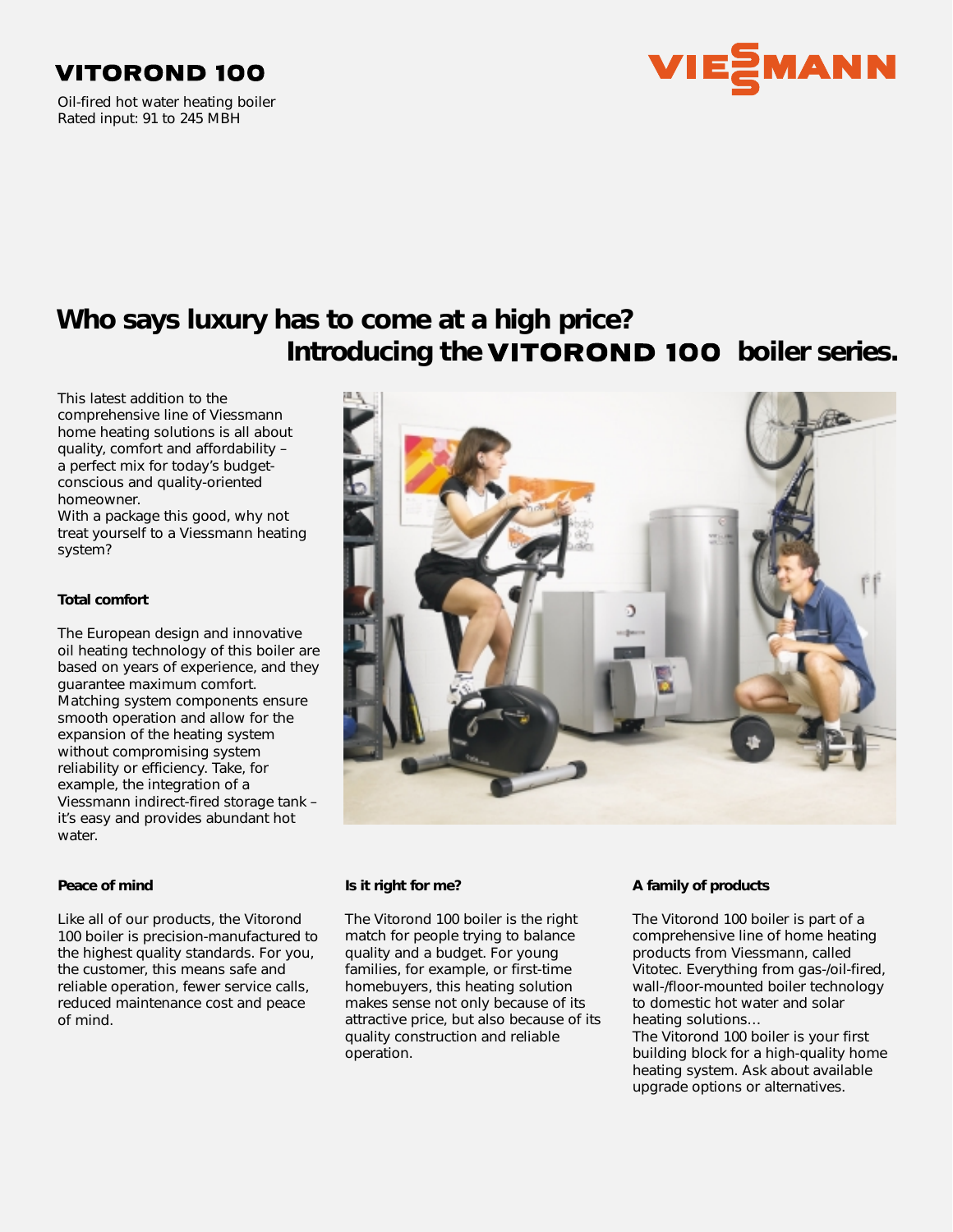# VITOROND 100

Oil-fired hot water heating boiler
Rated input: 91 to 245 MBH

VIESSMANN

## Who says luxury has to come at a high price? Introducing the VITOROND 100 boiler series.

This latest addition to the comprehensive line of Viessmann home heating solutions is all about quality, comfort and affordability – a perfect mix for today's budget-conscious and quality-oriented homeowner.
With a package this good, why not treat yourself to a Viessmann heating system?

### Total comfort

The European design and innovative oil heating technology of this boiler are based on years of experience, and they guarantee maximum comfort. Matching system components ensure smooth operation and allow for the expansion of the heating system without compromising system reliability or efficiency. Take, for example, the integration of a Viessmann indirect-fired storage tank – it's easy and provides abundant hot water.

### Peace of mind

Like all of our products, the Vitorond 100 boiler is precision-manufactured to the highest quality standards. For you, the customer, this means safe and reliable operation, fewer service calls, reduced maintenance cost and peace of mind.

### Is it right for me?

The Vitorond 100 boiler is the right match for people trying to balance quality and a budget. For young families, for example, or first-time homebuyers, this heating solution makes sense not only because of its attractive price, but also because of its quality construction and reliable operation.

### A family of products

The Vitorond 100 boiler is part of a comprehensive line of home heating products from Viessmann, called Vitotec. Everything from gas-/oil-fired, wall-/floor-mounted boiler technology to domestic hot water and solar heating solutions…
The Vitorond 100 boiler is your first building block for a high-quality home heating system. Ask about available upgrade options or alternatives.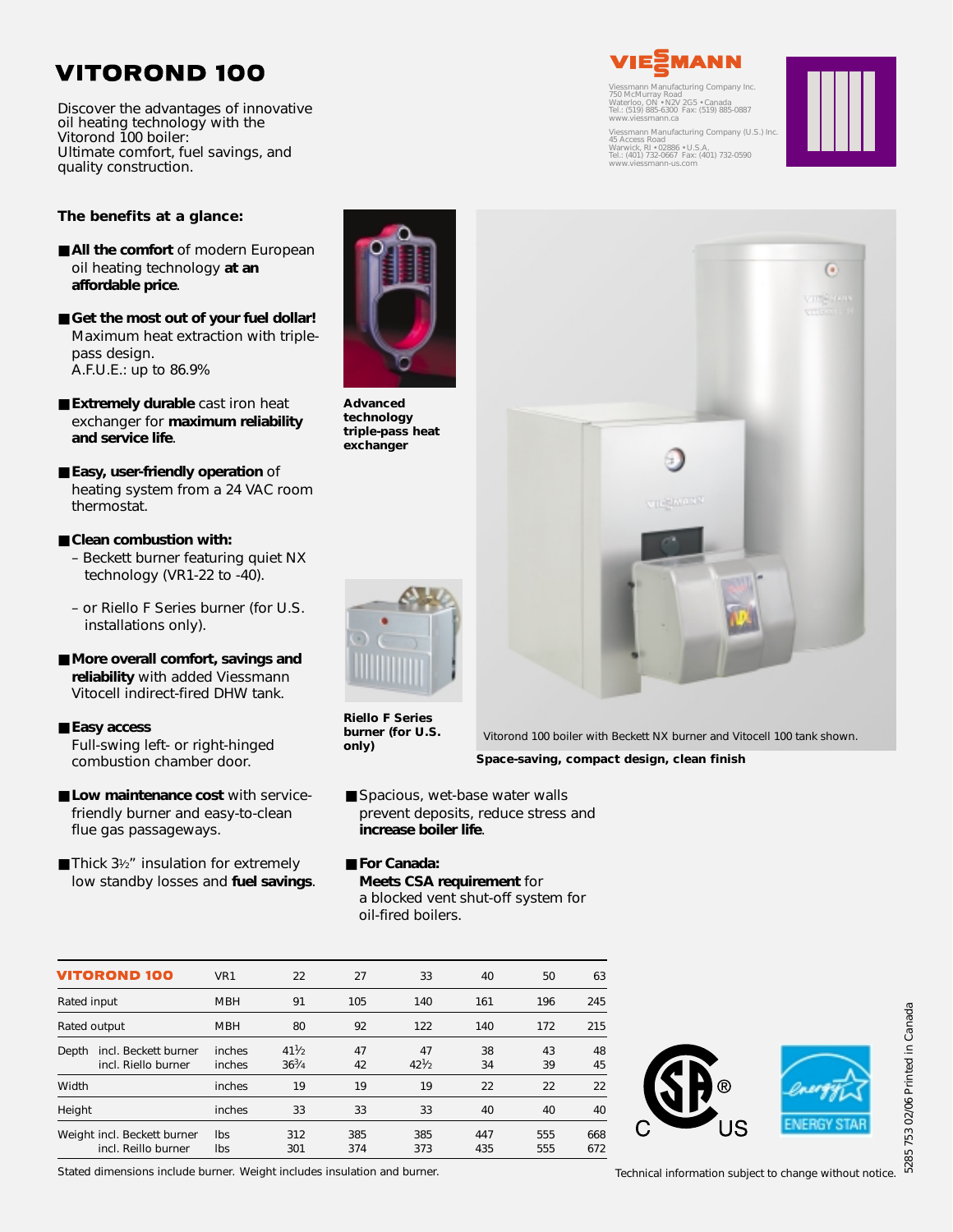# VITOROND 100

Discover the advantages of innovative oil heating technology with the Vitorond 100 boiler:
Ultimate comfort, fuel savings, and quality construction.

Viessmann Manufacturing Company Inc.
750 McMurray Road
Waterloo, ON • N2V 2G5 • Canada
Tel.: (519) 885-6300 Fax: (519) 885-0887
www.viessmann.ca

Viessmann Manufacturing Company (U.S.) Inc.
45 Access Road
Warwick, RI • 02886 • U.S.A.
Tel.: (401) 732-0667 Fax: (401) 732-0590
www.viessmann-us.com

**The benefits at a glance:**

- **All the comfort** of modern European oil heating technology **at an affordable price**.
- **Get the most out of your fuel dollar!** Maximum heat extraction with triple-pass design. A.F.U.E.: up to 86.9%
- **Extremely durable** cast iron heat exchanger for **maximum reliability and service life**.
- **Easy, user-friendly operation** of heating system from a 24 VAC room thermostat.
- **Clean combustion with:**
  - Beckett burner featuring quiet NX technology (VR1-22 to -40).
  - or Riello F Series burner (for U.S. installations only).
- **More overall comfort, savings and reliability** with added Viessmann Vitocell indirect-fired DHW tank.
- **Easy access** Full-swing left- or right-hinged combustion chamber door.
- **Low maintenance cost** with service-friendly burner and easy-to-clean flue gas passageways.
- Thick 3½" insulation for extremely low standby losses and **fuel savings**.
- Spacious, wet-base water walls prevent deposits, reduce stress and **increase boiler life**.
- **For Canada: Meets CSA requirement** for a blocked vent shut-off system for oil-fired boilers.

**Advanced technology triple-pass heat exchanger**

**Riello F Series burner (for U.S. only)**

Vitorond 100 boiler with Beckett NX burner and Vitocell 100 tank shown.

**Space-saving, compact design, clean finish**

| VITOROND 100 | | VR1 | 22 | 27 | 33 | 40 | 50 | 63 |
|---|---|---|---|---|---|---|---|---|
| Rated input | | MBH | 91 | 105 | 140 | 161 | 196 | 245 |
| Rated output | | MBH | 80 | 92 | 122 | 140 | 172 | 215 |
| Depth | incl. Beckett burner | inches | 41½ | 47 | 47 | 38 | 43 | 48 |
| | incl. Riello burner | inches | 36¾ | 42 | 42½ | 34 | 39 | 45 |
| Width | | inches | 19 | 19 | 19 | 22 | 22 | 22 |
| Height | | inches | 33 | 33 | 33 | 40 | 40 | 40 |
| Weight | incl. Beckett burner | lbs | 312 | 385 | 385 | 447 | 555 | 668 |
| | incl. Reillo burner | lbs | 301 | 374 | 373 | 435 | 555 | 672 |

Stated dimensions include burner. Weight includes insulation and burner.

Technical information subject to change without notice.

5285 753 02/06 Printed in Canada